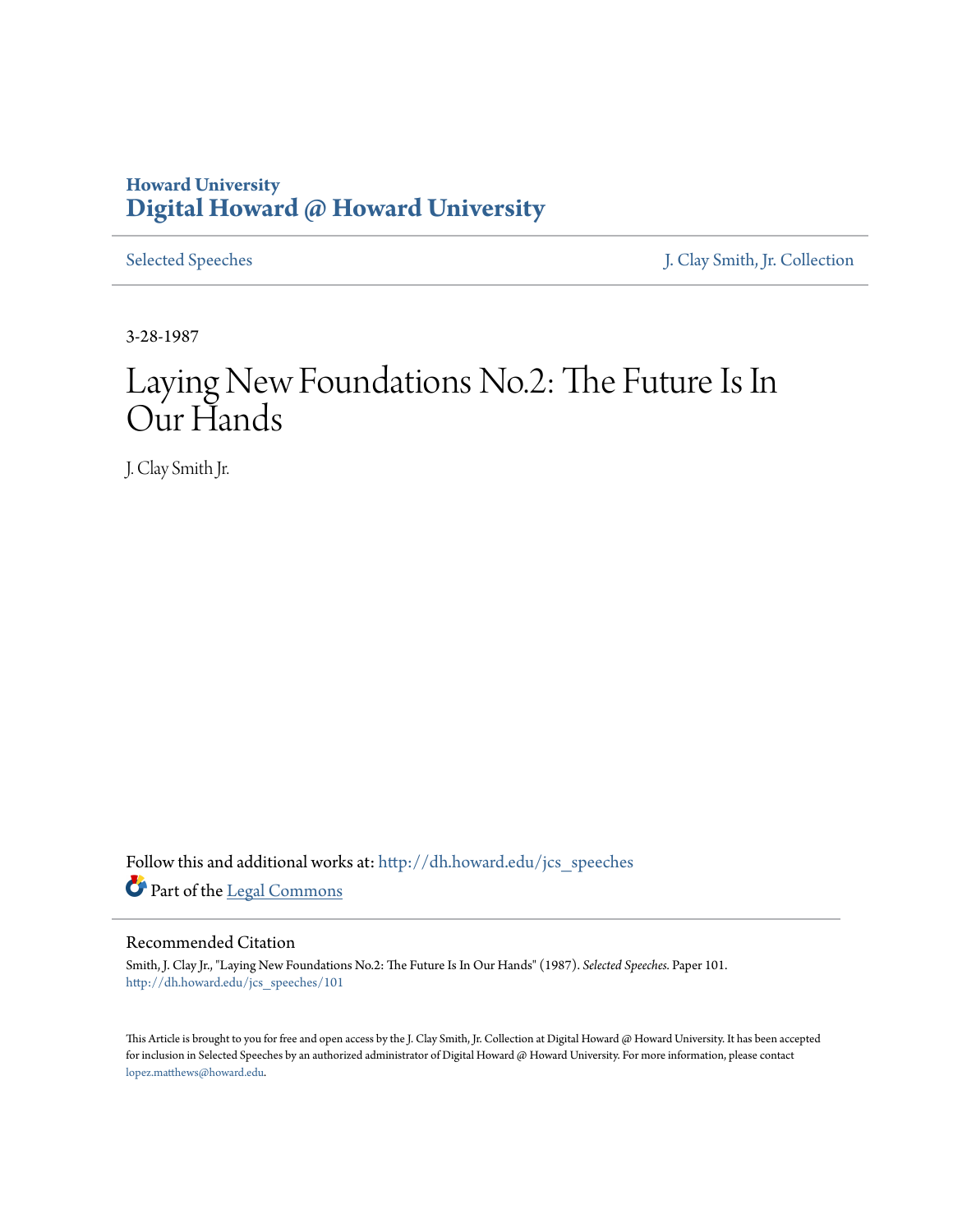Howard University
**Digital Howard @ Howard University**

Selected Speeches | J. Clay Smith, Jr. Collection

3-28-1987

# Laying New Foundations No.2: The Future Is In Our Hands

J. Clay Smith Jr.

Follow this and additional works at: http://dh.howard.edu/jcs_speeches

Part of the Legal Commons

## Recommended Citation

Smith, J. Clay Jr., "Laying New Foundations No.2: The Future Is In Our Hands" (1987). *Selected Speeches.* Paper 101.
http://dh.howard.edu/jcs_speeches/101

This Article is brought to you for free and open access by the J. Clay Smith, Jr. Collection at Digital Howard @ Howard University. It has been accepted for inclusion in Selected Speeches by an authorized administrator of Digital Howard @ Howard University. For more information, please contact lopez.matthews@howard.edu.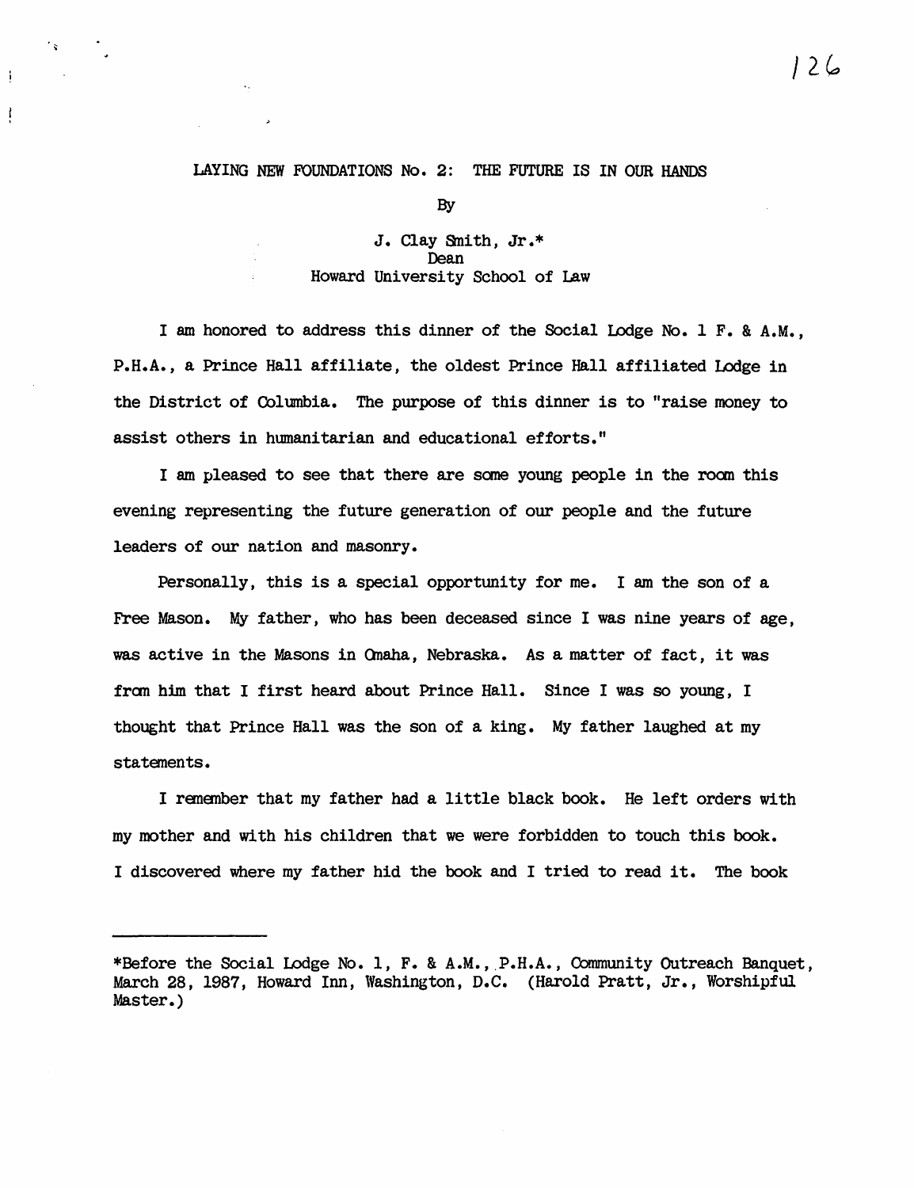# LAYING NEW FOUNDATIONS No. 2: THE FUTURE IS IN OUR HANDS

By

J. Clay Smith, Jr.*
Dean
Howard University School of Law

I am honored to address this dinner of the Social Lodge No. 1 F. & A.M., P.H.A., a Prince Hall affiliate, the oldest Prince Hall affiliated Lodge in the District of Columbia. The purpose of this dinner is to "raise money to assist others in humanitarian and educational efforts."

I am pleased to see that there are some young people in the room this evening representing the future generation of our people and the future leaders of our nation and masonry.

Personally, this is a special opportunity for me. I am the son of a Free Mason. My father, who has been deceased since I was nine years of age, was active in the Masons in Omaha, Nebraska. As a matter of fact, it was from him that I first heard about Prince Hall. Since I was so young, I thought that Prince Hall was the son of a king. My father laughed at my statements.

I remember that my father had a little black book. He left orders with my mother and with his children that we were forbidden to touch this book. I discovered where my father hid the book and I tried to read it. The book

---

*Before the Social Lodge No. 1, F. & A.M., P.H.A., Community Outreach Banquet, March 28, 1987, Howard Inn, Washington, D.C. (Harold Pratt, Jr., Worshipful Master.)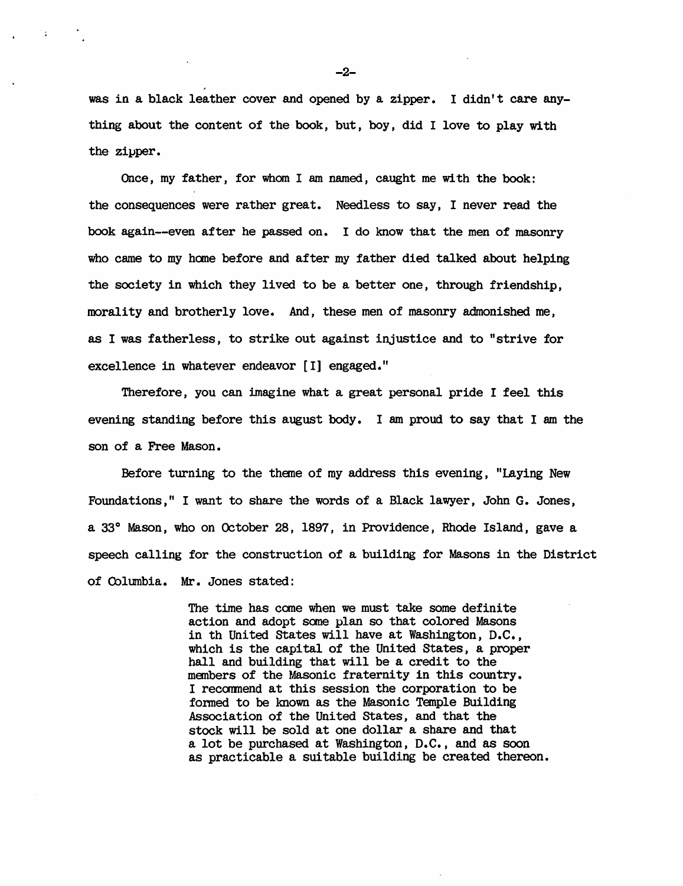was in a black leather cover and opened by a zipper. I didn't care anything about the content of the book, but, boy, did I love to play with the zipper.

Once, my father, for whom I am named, caught me with the book: the consequences were rather great. Needless to say, I never read the book again--even after he passed on. I do know that the men of masonry who came to my home before and after my father died talked about helping the society in which they lived to be a better one, through friendship, morality and brotherly love. And, these men of masonry admonished me, as I was fatherless, to strike out against injustice and to "strive for excellence in whatever endeavor [I] engaged."

Therefore, you can imagine what a great personal pride I feel this evening standing before this august body. I am proud to say that I am the son of a Free Mason.

Before turning to the theme of my address this evening, "Laying New Foundations," I want to share the words of a Black lawyer, John G. Jones, a 33° Mason, who on October 28, 1897, in Providence, Rhode Island, gave a speech calling for the construction of a building for Masons in the District of Columbia. Mr. Jones stated:

> The time has come when we must take some definite action and adopt some plan so that colored Masons in th United States will have at Washington, D.C., which is the capital of the United States, a proper hall and building that will be a credit to the members of the Masonic fraternity in this country. I recommend at this session the corporation to be formed to be known as the Masonic Temple Building Association of the United States, and that the stock will be sold at one dollar a share and that a lot be purchased at Washington, D.C., and as soon as practicable a suitable building be created thereon.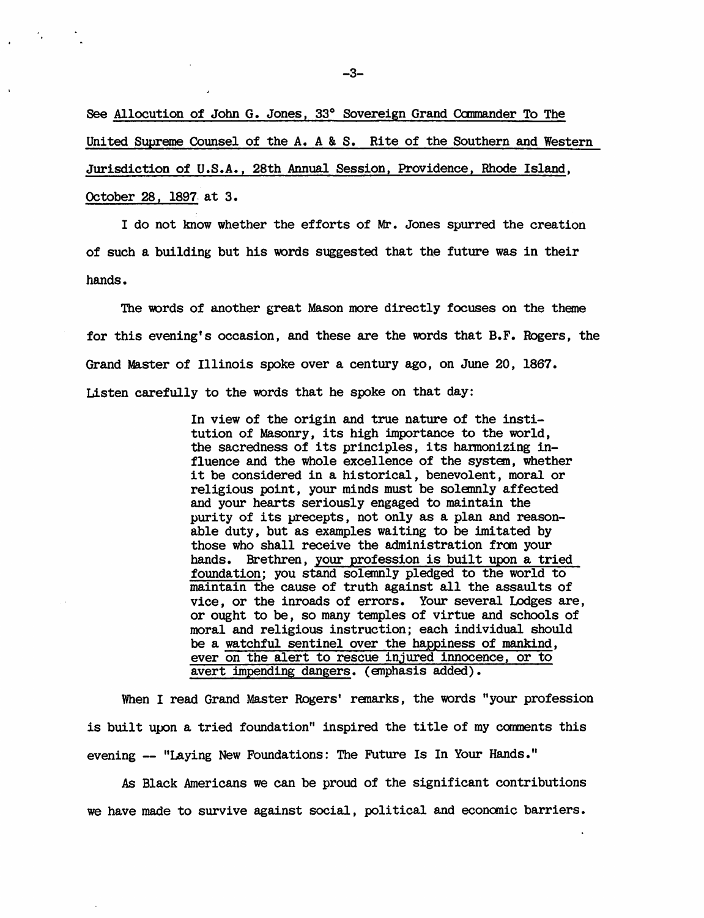See <u>Allocution of John G. Jones, 33° Sovereign Grand Commander To The United Supreme Counsel of the A. A & S. Rite of the Southern and Western Jurisdiction of U.S.A., 28th Annual Session, Providence, Rhode Island, October 28, 1897</u> at 3.

I do not know whether the efforts of Mr. Jones spurred the creation of such a building but his words suggested that the future was in their hands.

The words of another great Mason more directly focuses on the theme for this evening's occasion, and these are the words that B.F. Rogers, the Grand Master of Illinois spoke over a century ago, on June 20, 1867. Listen carefully to the words that he spoke on that day:

> In view of the origin and true nature of the institution of Masonry, its high importance to the world, the sacredness of its principles, its harmonizing influence and the whole excellence of the system, whether it be considered in a historical, benevolent, moral or religious point, your minds must be solemnly affected and your hearts seriously engaged to maintain the purity of its precepts, not only as a plan and reasonable duty, but as examples waiting to be imitated by those who shall receive the administration from your hands. Brethren, <u>your profession is built upon a tried foundation</u>; you stand solemnly pledged to the world to maintain the cause of truth against all the assaults of vice, or the inroads of errors. Your several Lodges are, or ought to be, so many temples of virtue and schools of moral and religious instruction; each individual should be a <u>watchful sentinel over the happiness of mankind, ever on the alert to rescue injured innocence, or to avert impending dangers</u>. (emphasis added).

When I read Grand Master Rogers' remarks, the words "your profession is built upon a tried foundation" inspired the title of my comments this evening -- "Laying New Foundations: The Future Is In Your Hands."

As Black Americans we can be proud of the significant contributions we have made to survive against social, political and economic barriers.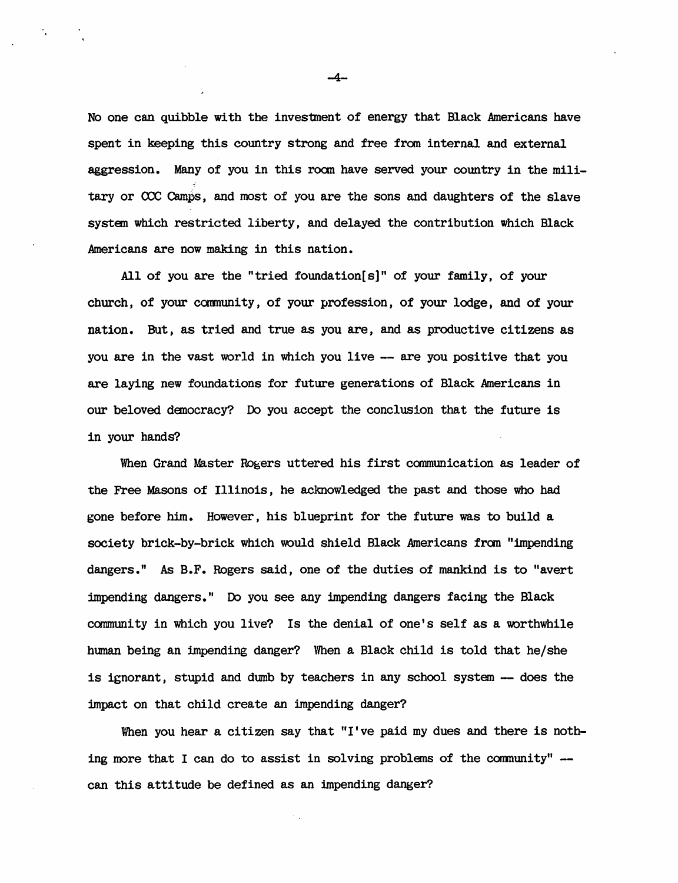No one can quibble with the investment of energy that Black Americans have spent in keeping this country strong and free from internal and external aggression. Many of you in this room have served your country in the military or CCC Camps, and most of you are the sons and daughters of the slave system which restricted liberty, and delayed the contribution which Black Americans are now making in this nation.

All of you are the "tried foundation[s]" of your family, of your church, of your community, of your profession, of your lodge, and of your nation. But, as tried and true as you are, and as productive citizens as you are in the vast world in which you live -- are you positive that you are laying new foundations for future generations of Black Americans in our beloved democracy? Do you accept the conclusion that the future is in your hands?

When Grand Master Rogers uttered his first communication as leader of the Free Masons of Illinois, he acknowledged the past and those who had gone before him. However, his blueprint for the future was to build a society brick-by-brick which would shield Black Americans from "impending dangers." As B.F. Rogers said, one of the duties of mankind is to "avert impending dangers." Do you see any impending dangers facing the Black community in which you live? Is the denial of one's self as a worthwhile human being an impending danger? When a Black child is told that he/she is ignorant, stupid and dumb by teachers in any school system -- does the impact on that child create an impending danger?

When you hear a citizen say that "I've paid my dues and there is nothing more that I can do to assist in solving problems of the community" -- can this attitude be defined as an impending danger?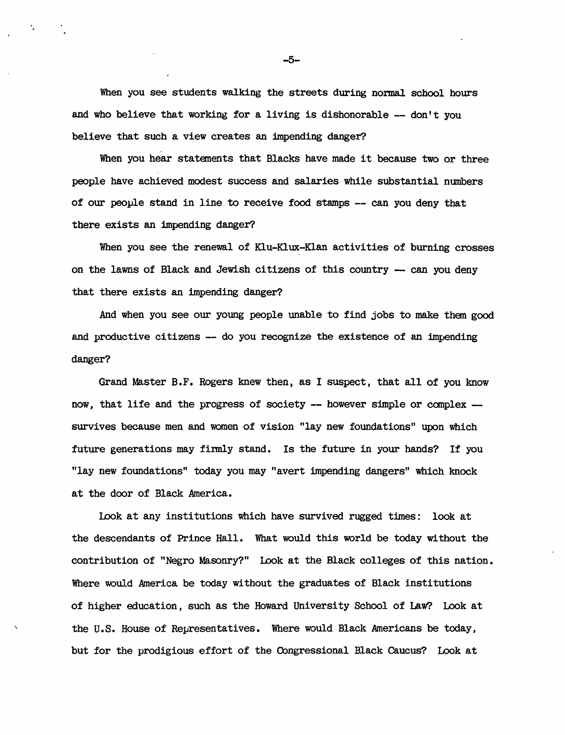When you see students walking the streets during normal school hours and who believe that working for a living is dishonorable -- don't you believe that such a view creates an impending danger?

When you hear statements that Blacks have made it because two or three people have achieved modest success and salaries while substantial numbers of our people stand in line to receive food stamps -- can you deny that there exists an impending danger?

When you see the renewal of Klu-Klux-Klan activities of burning crosses on the lawns of Black and Jewish citizens of this country -- can you deny that there exists an impending danger?

And when you see our young people unable to find jobs to make them good and productive citizens -- do you recognize the existence of an impending danger?

Grand Master B.F. Rogers knew then, as I suspect, that all of you know now, that life and the progress of society -- however simple or complex -- survives because men and women of vision "lay new foundations" upon which future generations may firmly stand. Is the future in your hands? If you "lay new foundations" today you may "avert impending dangers" which knock at the door of Black America.

Look at any institutions which have survived rugged times: look at the descendants of Prince Hall. What would this world be today without the contribution of "Negro Masonry?" Look at the Black colleges of this nation. Where would America be today without the graduates of Black institutions of higher education, such as the Howard University School of Law? Look at the U.S. House of Representatives. Where would Black Americans be today, but for the prodigious effort of the Congressional Black Caucus? Look at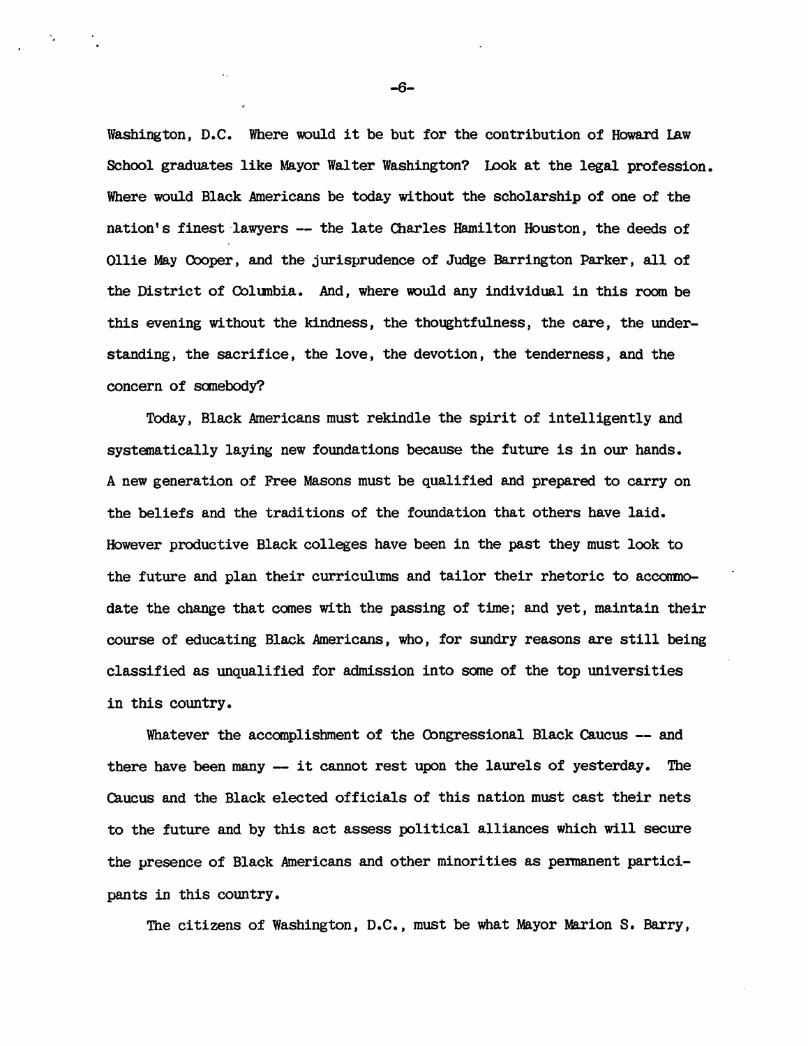Washington, D.C. Where would it be but for the contribution of Howard Law School graduates like Mayor Walter Washington? Look at the legal profession. Where would Black Americans be today without the scholarship of one of the nation's finest lawyers -- the late Charles Hamilton Houston, the deeds of Ollie May Cooper, and the jurisprudence of Judge Barrington Parker, all of the District of Columbia. And, where would any individual in this room be this evening without the kindness, the thoughtfulness, the care, the understanding, the sacrifice, the love, the devotion, the tenderness, and the concern of somebody?

Today, Black Americans must rekindle the spirit of intelligently and systematically laying new foundations because the future is in our hands. A new generation of Free Masons must be qualified and prepared to carry on the beliefs and the traditions of the foundation that others have laid. However productive Black colleges have been in the past they must look to the future and plan their curriculums and tailor their rhetoric to accommodate the change that comes with the passing of time; and yet, maintain their course of educating Black Americans, who, for sundry reasons are still being classified as unqualified for admission into some of the top universities in this country.

Whatever the accomplishment of the Congressional Black Caucus -- and there have been many -- it cannot rest upon the laurels of yesterday. The Caucus and the Black elected officials of this nation must cast their nets to the future and by this act assess political alliances which will secure the presence of Black Americans and other minorities as permanent participants in this country.

The citizens of Washington, D.C., must be what Mayor Marion S. Barry,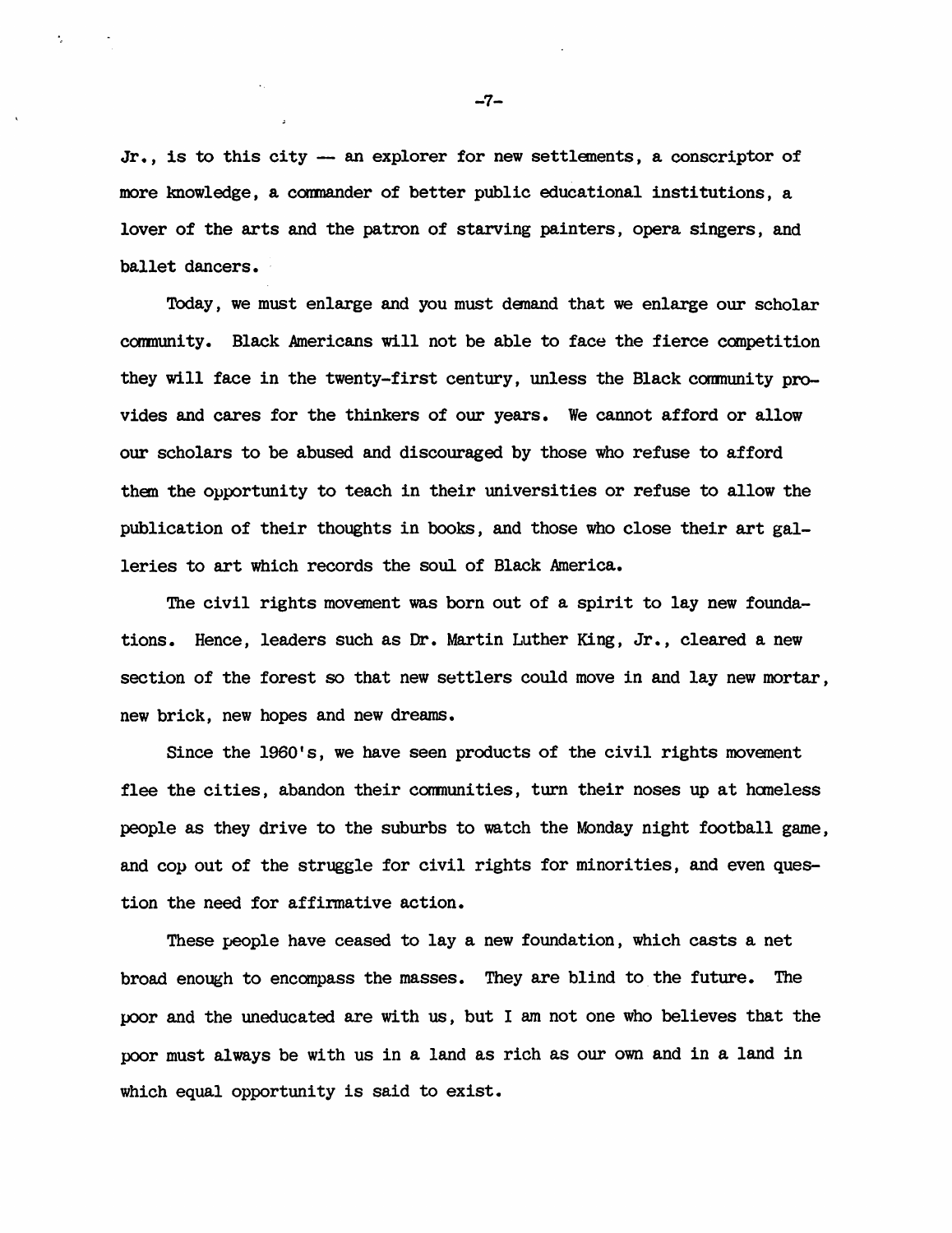Jr., is to this city — an explorer for new settlements, a conscriptor of more knowledge, a commander of better public educational institutions, a lover of the arts and the patron of starving painters, opera singers, and ballet dancers.

Today, we must enlarge and you must demand that we enlarge our scholar community. Black Americans will not be able to face the fierce competition they will face in the twenty-first century, unless the Black community provides and cares for the thinkers of our years. We cannot afford or allow our scholars to be abused and discouraged by those who refuse to afford them the opportunity to teach in their universities or refuse to allow the publication of their thoughts in books, and those who close their art galleries to art which records the soul of Black America.

The civil rights movement was born out of a spirit to lay new foundations. Hence, leaders such as Dr. Martin Luther King, Jr., cleared a new section of the forest so that new settlers could move in and lay new mortar, new brick, new hopes and new dreams.

Since the 1960's, we have seen products of the civil rights movement flee the cities, abandon their communities, turn their noses up at homeless people as they drive to the suburbs to watch the Monday night football game, and cop out of the struggle for civil rights for minorities, and even question the need for affirmative action.

These people have ceased to lay a new foundation, which casts a net broad enough to encompass the masses. They are blind to the future. The poor and the uneducated are with us, but I am not one who believes that the poor must always be with us in a land as rich as our own and in a land in which equal opportunity is said to exist.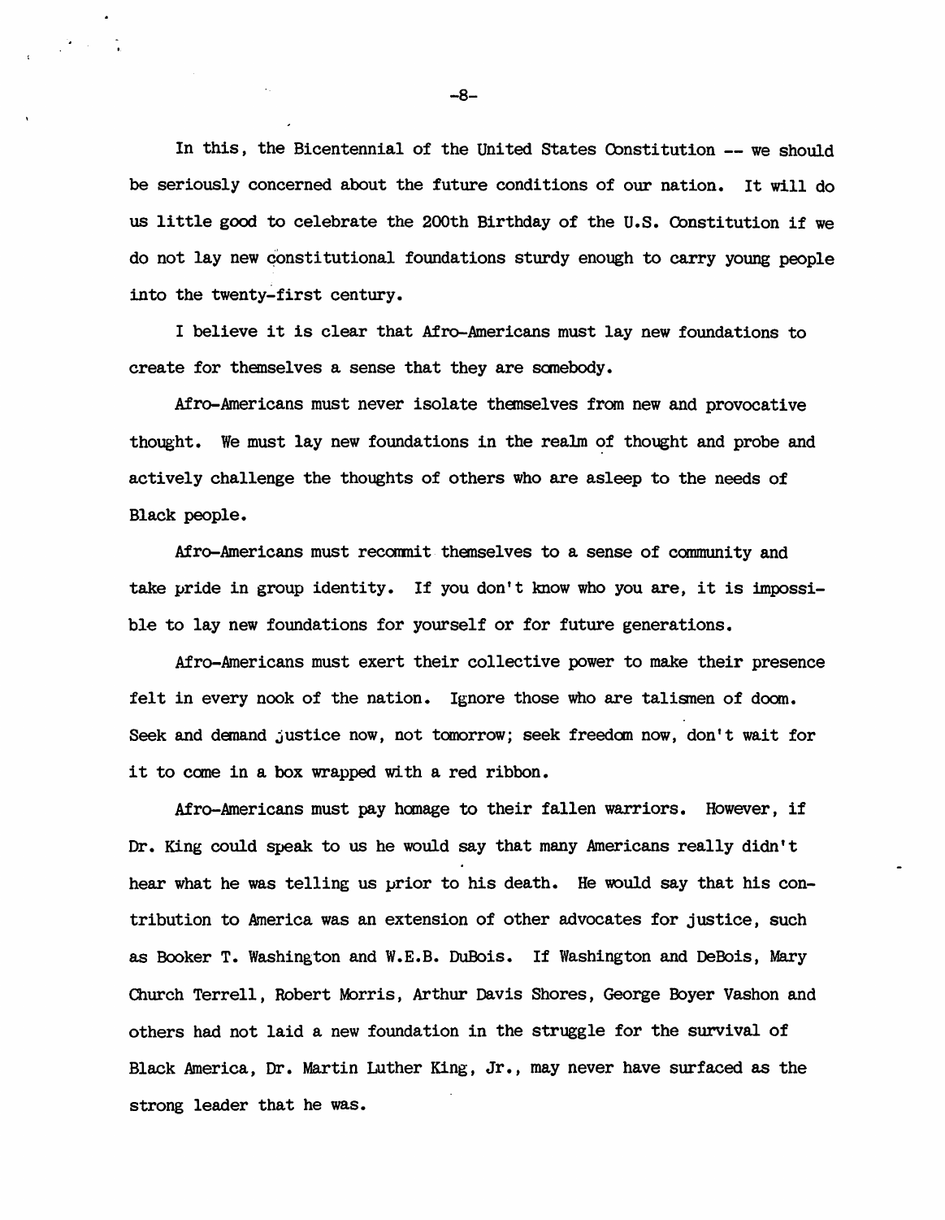In this, the Bicentennial of the United States Constitution -- we should be seriously concerned about the future conditions of our nation. It will do us little good to celebrate the 200th Birthday of the U.S. Constitution if we do not lay new constitutional foundations sturdy enough to carry young people into the twenty-first century.

I believe it is clear that Afro-Americans must lay new foundations to create for themselves a sense that they are somebody.

Afro-Americans must never isolate themselves from new and provocative thought. We must lay new foundations in the realm of thought and probe and actively challenge the thoughts of others who are asleep to the needs of Black people.

Afro-Americans must recommit themselves to a sense of community and take pride in group identity. If you don't know who you are, it is impossible to lay new foundations for yourself or for future generations.

Afro-Americans must exert their collective power to make their presence felt in every nook of the nation. Ignore those who are talismen of doom. Seek and demand justice now, not tomorrow; seek freedom now, don't wait for it to come in a box wrapped with a red ribbon.

Afro-Americans must pay homage to their fallen warriors. However, if Dr. King could speak to us he would say that many Americans really didn't hear what he was telling us prior to his death. He would say that his contribution to America was an extension of other advocates for justice, such as Booker T. Washington and W.E.B. DuBois. If Washington and DeBois, Mary Church Terrell, Robert Morris, Arthur Davis Shores, George Boyer Vashon and others had not laid a new foundation in the struggle for the survival of Black America, Dr. Martin Luther King, Jr., may never have surfaced as the strong leader that he was.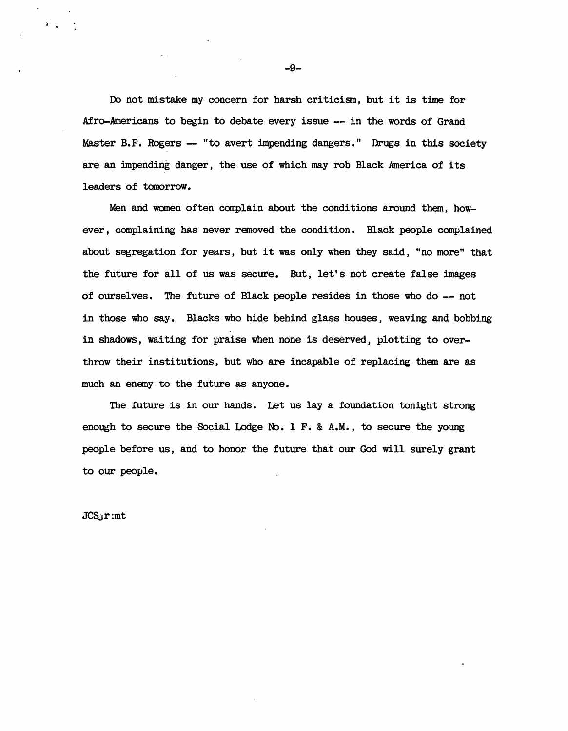Do not mistake my concern for harsh criticism, but it is time for Afro-Americans to begin to debate every issue -- in the words of Grand Master B.F. Rogers -- "to avert impending dangers." Drugs in this society are an impending danger, the use of which may rob Black America of its leaders of tomorrow.

Men and women often complain about the conditions around them, however, complaining has never removed the condition. Black people complained about segregation for years, but it was only when they said, "no more" that the future for all of us was secure. But, let's not create false images of ourselves. The future of Black people resides in those who do -- not in those who say. Blacks who hide behind glass houses, weaving and bobbing in shadows, waiting for praise when none is deserved, plotting to overthrow their institutions, but who are incapable of replacing them are as much an enemy to the future as anyone.

The future is in our hands. Let us lay a foundation tonight strong enough to secure the Social Lodge No. 1 F. & A.M., to secure the young people before us, and to honor the future that our God will surely grant to our people.

JCSjr:mt